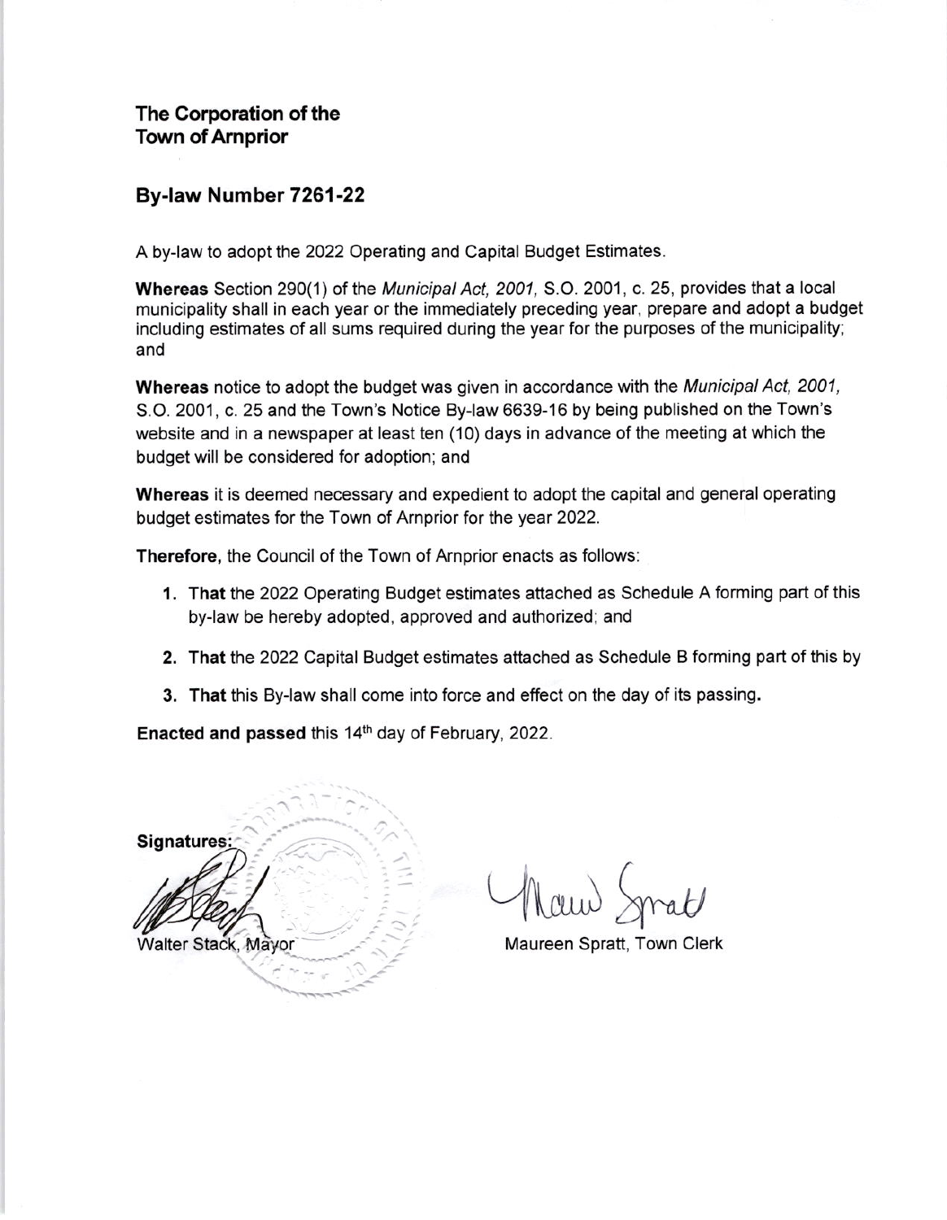## The Corporation of the Town of Arnprior

## By-law Number 7261-22

A by-law to adopt the 2022 Operating and Capital Budget Estimates.

**Whereas** Section 290(1) of the *Municipal Act, 2001,* S.O. 2001, c. 25, provides that a local municipality shall in each year or the immediately preceding year, prepare and adopt a budget including estimates of all sums required during the year for the purposes of the municipality; and

**Whereas** notice to adopt the budget was given in accordance with the *Municipal Act, 2001,* S.O. 2001, c. 25 and the Town's Notice By-law 6639-16 by being published on the Town's website and in a newspaper at least ten (10) days in advance of the meeting at which the budget will be considered for adoption; and

**Whereas** it is deemed necessary and expedient to adopt the capital and general operating budget estimates for the Town of Arnprior for the year 2022.

**Therefore,** the Council of the Town of Arnprior enacts as follows:

1. **That** the 2022 Operating Budget estimates attached as Schedule A forming part of this by-law be hereby adopted, approved and authorized; and
2. **That** the 2022 Capital Budget estimates attached as Schedule B forming part of this by
3. **That** this By-law shall come into force and effect on the day of its passing.

**Enacted and passed** this 14th day of February, 2022.

**Signatures:**

Walter Stack, Mayor

Maureen Spratt, Town Clerk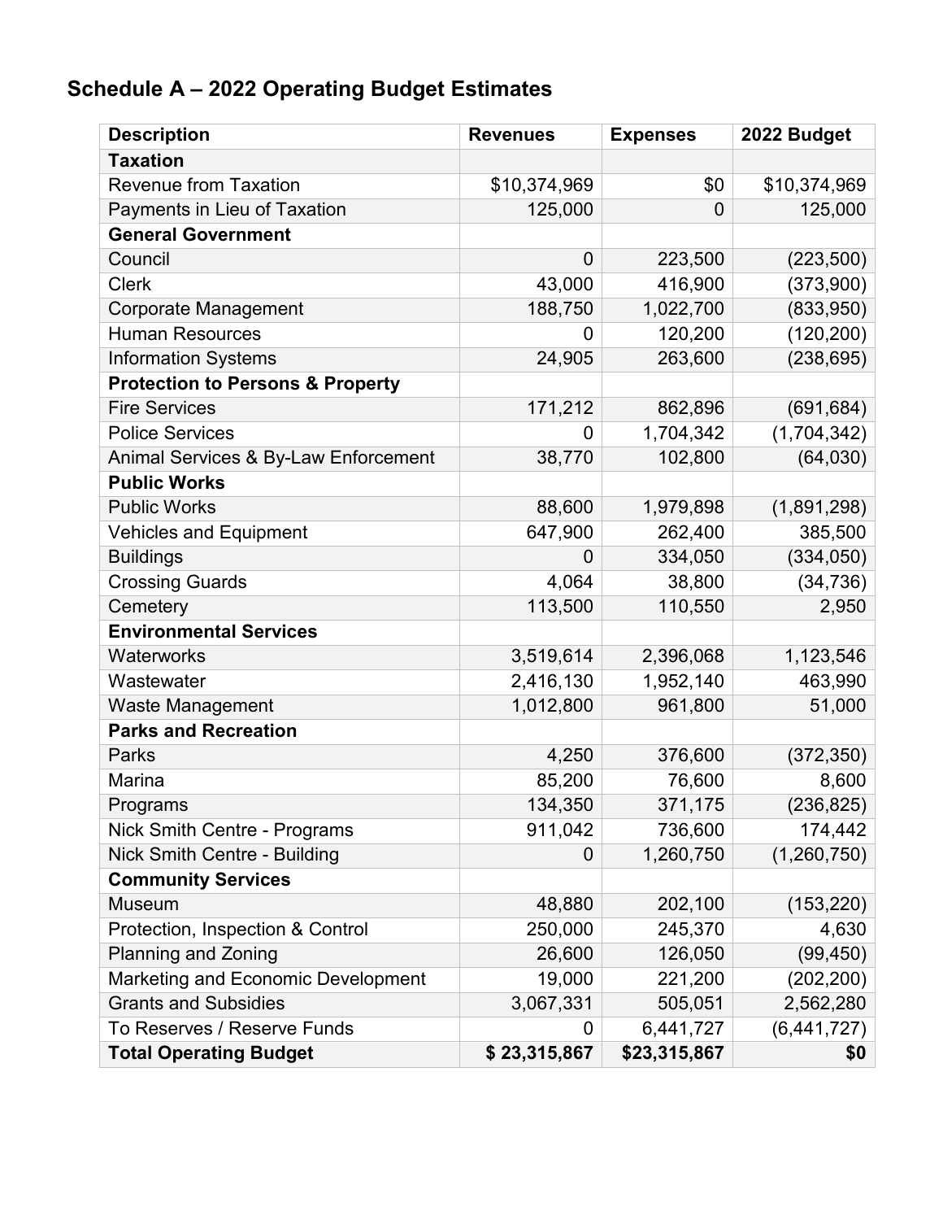## Schedule A – 2022 Operating Budget Estimates

| Description | Revenues | Expenses | 2022 Budget |
|---|---|---|---|
| **Taxation** | | | |
| Revenue from Taxation | $10,374,969 | $0 | $10,374,969 |
| Payments in Lieu of Taxation | 125,000 | 0 | 125,000 |
| **General Government** | | | |
| Council | 0 | 223,500 | (223,500) |
| Clerk | 43,000 | 416,900 | (373,900) |
| Corporate Management | 188,750 | 1,022,700 | (833,950) |
| Human Resources | 0 | 120,200 | (120,200) |
| Information Systems | 24,905 | 263,600 | (238,695) |
| **Protection to Persons & Property** | | | |
| Fire Services | 171,212 | 862,896 | (691,684) |
| Police Services | 0 | 1,704,342 | (1,704,342) |
| Animal Services & By-Law Enforcement | 38,770 | 102,800 | (64,030) |
| **Public Works** | | | |
| Public Works | 88,600 | 1,979,898 | (1,891,298) |
| Vehicles and Equipment | 647,900 | 262,400 | 385,500 |
| Buildings | 0 | 334,050 | (334,050) |
| Crossing Guards | 4,064 | 38,800 | (34,736) |
| Cemetery | 113,500 | 110,550 | 2,950 |
| **Environmental Services** | | | |
| Waterworks | 3,519,614 | 2,396,068 | 1,123,546 |
| Wastewater | 2,416,130 | 1,952,140 | 463,990 |
| Waste Management | 1,012,800 | 961,800 | 51,000 |
| **Parks and Recreation** | | | |
| Parks | 4,250 | 376,600 | (372,350) |
| Marina | 85,200 | 76,600 | 8,600 |
| Programs | 134,350 | 371,175 | (236,825) |
| Nick Smith Centre - Programs | 911,042 | 736,600 | 174,442 |
| Nick Smith Centre - Building | 0 | 1,260,750 | (1,260,750) |
| **Community Services** | | | |
| Museum | 48,880 | 202,100 | (153,220) |
| Protection, Inspection & Control | 250,000 | 245,370 | 4,630 |
| Planning and Zoning | 26,600 | 126,050 | (99,450) |
| Marketing and Economic Development | 19,000 | 221,200 | (202,200) |
| Grants and Subsidies | 3,067,331 | 505,051 | 2,562,280 |
| To Reserves / Reserve Funds | 0 | 6,441,727 | (6,441,727) |
| **Total Operating Budget** | **$ 23,315,867** | **$23,315,867** | **$0** |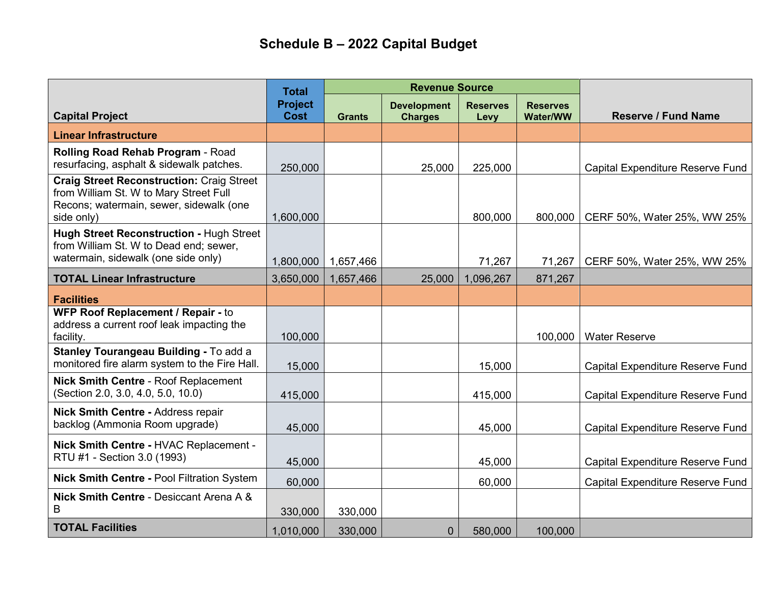# Schedule B – 2022 Capital Budget

| Capital Project | Total Project Cost | Revenue Source | | | | Reserve / Fund Name |
|---|---|---|---|---|---|---|
| | | Grants | Development Charges | Reserves Levy | Reserves Water/WW | |
| **Linear Infrastructure** | | | | | | |
| **Rolling Road Rehab Program** - Road resurfacing, asphalt & sidewalk patches. | 250,000 | | 25,000 | 225,000 | | Capital Expenditure Reserve Fund |
| **Craig Street Reconstruction:** Craig Street from William St. W to Mary Street Full Recons; watermain, sewer, sidewalk (one side only) | 1,600,000 | | | 800,000 | 800,000 | CERF 50%, Water 25%, WW 25% |
| **Hugh Street Reconstruction -** Hugh Street from William St. W to Dead end; sewer, watermain, sidewalk (one side only) | 1,800,000 | 1,657,466 | | 71,267 | 71,267 | CERF 50%, Water 25%, WW 25% |
| **TOTAL Linear Infrastructure** | 3,650,000 | 1,657,466 | 25,000 | 1,096,267 | 871,267 | |
| **Facilities** | | | | | | |
| **WFP Roof Replacement / Repair -** to address a current roof leak impacting the facility. | 100,000 | | | | 100,000 | Water Reserve |
| **Stanley Tourangeau Building -** To add a monitored fire alarm system to the Fire Hall. | 15,000 | | | 15,000 | | Capital Expenditure Reserve Fund |
| **Nick Smith Centre** - Roof Replacement (Section 2.0, 3.0, 4.0, 5.0, 10.0) | 415,000 | | | 415,000 | | Capital Expenditure Reserve Fund |
| **Nick Smith Centre -** Address repair backlog (Ammonia Room upgrade) | 45,000 | | | 45,000 | | Capital Expenditure Reserve Fund |
| **Nick Smith Centre -** HVAC Replacement - RTU #1 - Section 3.0 (1993) | 45,000 | | | 45,000 | | Capital Expenditure Reserve Fund |
| **Nick Smith Centre -** Pool Filtration System | 60,000 | | | 60,000 | | Capital Expenditure Reserve Fund |
| **Nick Smith Centre** - Desiccant Arena A & B | 330,000 | 330,000 | | | | |
| **TOTAL Facilities** | 1,010,000 | 330,000 | 0 | 580,000 | 100,000 | |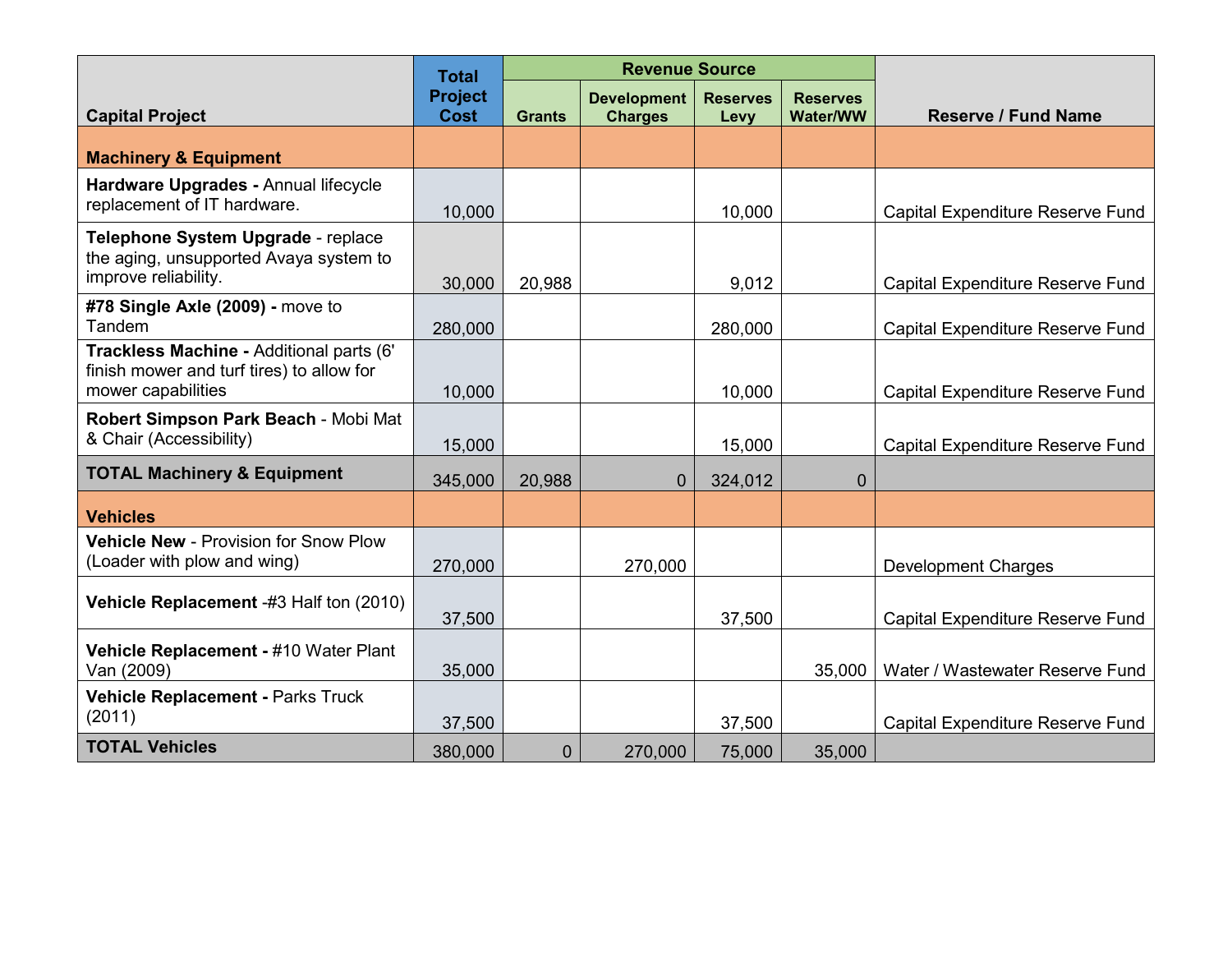| Capital Project | Total Project Cost | Revenue Source | | | | Reserve / Fund Name |
|---|---|---|---|---|---|---|
| | | Grants | Development Charges | Reserves Levy | Reserves Water/WW | |
| **Machinery & Equipment** | | | | | | |
| **Hardware Upgrades -** Annual lifecycle replacement of IT hardware. | 10,000 | | | 10,000 | | Capital Expenditure Reserve Fund |
| **Telephone System Upgrade** - replace the aging, unsupported Avaya system to improve reliability. | 30,000 | 20,988 | | 9,012 | | Capital Expenditure Reserve Fund |
| **#78 Single Axle (2009) -** move to Tandem | 280,000 | | | 280,000 | | Capital Expenditure Reserve Fund |
| **Trackless Machine -** Additional parts (6' finish mower and turf tires) to allow for mower capabilities | 10,000 | | | 10,000 | | Capital Expenditure Reserve Fund |
| **Robert Simpson Park Beach** - Mobi Mat & Chair (Accessibility) | 15,000 | | | 15,000 | | Capital Expenditure Reserve Fund |
| **TOTAL Machinery & Equipment** | 345,000 | 20,988 | 0 | 324,012 | 0 | |
| **Vehicles** | | | | | | |
| **Vehicle New** - Provision for Snow Plow (Loader with plow and wing) | 270,000 | | 270,000 | | | Development Charges |
| **Vehicle Replacement** -#3 Half ton (2010) | 37,500 | | | 37,500 | | Capital Expenditure Reserve Fund |
| **Vehicle Replacement -** #10 Water Plant Van (2009) | 35,000 | | | | 35,000 | Water / Wastewater Reserve Fund |
| **Vehicle Replacement -** Parks Truck (2011) | 37,500 | | | 37,500 | | Capital Expenditure Reserve Fund |
| **TOTAL Vehicles** | 380,000 | 0 | 270,000 | 75,000 | 35,000 | |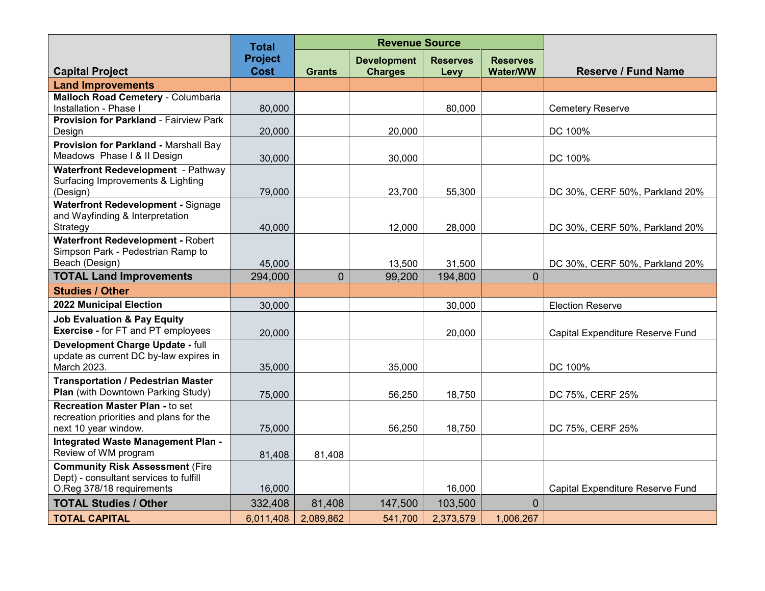| Capital Project | Total Project Cost | Revenue Source | | | | Reserve / Fund Name |
|---|---|---|---|---|---|---|
| | | Grants | Development Charges | Reserves Levy | Reserves Water/WW | |
| **Land Improvements** | | | | | | |
| **Malloch Road Cemetery** - Columbaria Installation - Phase I | 80,000 | | | 80,000 | | Cemetery Reserve |
| **Provision for Parkland** - Fairview Park Design | 20,000 | | 20,000 | | | DC 100% |
| **Provision for Parkland -** Marshall Bay Meadows Phase I & II Design | 30,000 | | 30,000 | | | DC 100% |
| **Waterfront Redevelopment** - Pathway Surfacing Improvements & Lighting (Design) | 79,000 | | 23,700 | 55,300 | | DC 30%, CERF 50%, Parkland 20% |
| **Waterfront Redevelopment -** Signage and Wayfinding & Interpretation Strategy | 40,000 | | 12,000 | 28,000 | | DC 30%, CERF 50%, Parkland 20% |
| **Waterfront Redevelopment -** Robert Simpson Park - Pedestrian Ramp to Beach (Design) | 45,000 | | 13,500 | 31,500 | | DC 30%, CERF 50%, Parkland 20% |
| **TOTAL Land Improvements** | 294,000 | 0 | 99,200 | 194,800 | 0 | |
| **Studies / Other** | | | | | | |
| **2022 Municipal Election** | 30,000 | | | 30,000 | | Election Reserve |
| **Job Evaluation & Pay Equity Exercise -** for FT and PT employees | 20,000 | | | 20,000 | | Capital Expenditure Reserve Fund |
| **Development Charge Update -** full update as current DC by-law expires in March 2023. | 35,000 | | 35,000 | | | DC 100% |
| **Transportation / Pedestrian Master Plan** (with Downtown Parking Study) | 75,000 | | 56,250 | 18,750 | | DC 75%, CERF 25% |
| **Recreation Master Plan -** to set recreation priorities and plans for the next 10 year window. | 75,000 | | 56,250 | 18,750 | | DC 75%, CERF 25% |
| **Integrated Waste Management Plan -** Review of WM program | 81,408 | 81,408 | | | | |
| **Community Risk Assessment** (Fire Dept) - consultant services to fulfill O.Reg 378/18 requirements | 16,000 | | | 16,000 | | Capital Expenditure Reserve Fund |
| **TOTAL Studies / Other** | 332,408 | 81,408 | 147,500 | 103,500 | 0 | |
| **TOTAL CAPITAL** | 6,011,408 | 2,089,862 | 541,700 | 2,373,579 | 1,006,267 | |